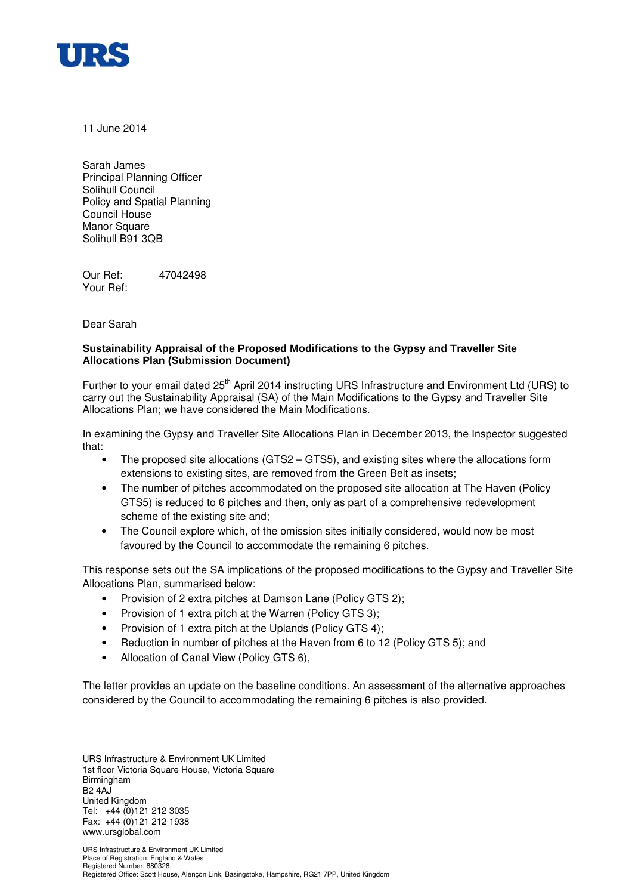URS

11 June 2014

Sarah James
Principal Planning Officer
Solihull Council
Policy and Spatial Planning
Council House
Manor Square
Solihull B91 3QB

Our Ref: 47042498
Your Ref:

Dear Sarah

**Sustainability Appraisal of the Proposed Modifications to the Gypsy and Traveller Site Allocations Plan (Submission Document)**

Further to your email dated 25th April 2014 instructing URS Infrastructure and Environment Ltd (URS) to carry out the Sustainability Appraisal (SA) of the Main Modifications to the Gypsy and Traveller Site Allocations Plan; we have considered the Main Modifications.

In examining the Gypsy and Traveller Site Allocations Plan in December 2013, the Inspector suggested that:

- The proposed site allocations (GTS2 – GTS5), and existing sites where the allocations form extensions to existing sites, are removed from the Green Belt as insets;
- The number of pitches accommodated on the proposed site allocation at The Haven (Policy GTS5) is reduced to 6 pitches and then, only as part of a comprehensive redevelopment scheme of the existing site and;
- The Council explore which, of the omission sites initially considered, would now be most favoured by the Council to accommodate the remaining 6 pitches.

This response sets out the SA implications of the proposed modifications to the Gypsy and Traveller Site Allocations Plan, summarised below:

- Provision of 2 extra pitches at Damson Lane (Policy GTS 2);
- Provision of 1 extra pitch at the Warren (Policy GTS 3);
- Provision of 1 extra pitch at the Uplands (Policy GTS 4);
- Reduction in number of pitches at the Haven from 6 to 12 (Policy GTS 5); and
- Allocation of Canal View (Policy GTS 6),

The letter provides an update on the baseline conditions. An assessment of the alternative approaches considered by the Council to accommodating the remaining 6 pitches is also provided.

URS Infrastructure & Environment UK Limited
1st floor Victoria Square House, Victoria Square
Birmingham
B2 4AJ
United Kingdom
Tel: +44 (0)121 212 3035
Fax: +44 (0)121 212 1938
www.ursglobal.com

URS Infrastructure & Environment UK Limited
Place of Registration: England & Wales
Registered Number: 880328
Registered Office: Scott House, Alençon Link, Basingstoke, Hampshire, RG21 7PP, United Kingdom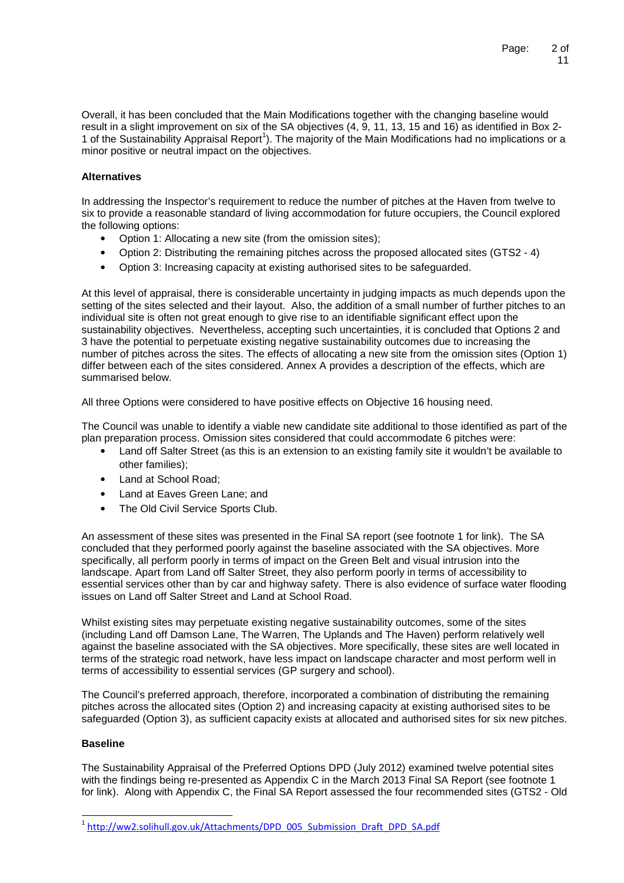Overall, it has been concluded that the Main Modifications together with the changing baseline would result in a slight improvement on six of the SA objectives (4, 9, 11, 13, 15 and 16) as identified in Box 2-1 of the Sustainability Appraisal Report[1]). The majority of the Main Modifications had no implications or a minor positive or neutral impact on the objectives.

**Alternatives**

In addressing the Inspector's requirement to reduce the number of pitches at the Haven from twelve to six to provide a reasonable standard of living accommodation for future occupiers, the Council explored the following options:

- Option 1: Allocating a new site (from the omission sites);
- Option 2: Distributing the remaining pitches across the proposed allocated sites (GTS2 - 4)
- Option 3: Increasing capacity at existing authorised sites to be safeguarded.

At this level of appraisal, there is considerable uncertainty in judging impacts as much depends upon the setting of the sites selected and their layout. Also, the addition of a small number of further pitches to an individual site is often not great enough to give rise to an identifiable significant effect upon the sustainability objectives. Nevertheless, accepting such uncertainties, it is concluded that Options 2 and 3 have the potential to perpetuate existing negative sustainability outcomes due to increasing the number of pitches across the sites. The effects of allocating a new site from the omission sites (Option 1) differ between each of the sites considered. Annex A provides a description of the effects, which are summarised below.

All three Options were considered to have positive effects on Objective 16 housing need.

The Council was unable to identify a viable new candidate site additional to those identified as part of the plan preparation process. Omission sites considered that could accommodate 6 pitches were:

- Land off Salter Street (as this is an extension to an existing family site it wouldn't be available to other families);
- Land at School Road;
- Land at Eaves Green Lane; and
- The Old Civil Service Sports Club.

An assessment of these sites was presented in the Final SA report (see footnote 1 for link). The SA concluded that they performed poorly against the baseline associated with the SA objectives. More specifically, all perform poorly in terms of impact on the Green Belt and visual intrusion into the landscape. Apart from Land off Salter Street, they also perform poorly in terms of accessibility to essential services other than by car and highway safety. There is also evidence of surface water flooding issues on Land off Salter Street and Land at School Road.

Whilst existing sites may perpetuate existing negative sustainability outcomes, some of the sites (including Land off Damson Lane, The Warren, The Uplands and The Haven) perform relatively well against the baseline associated with the SA objectives. More specifically, these sites are well located in terms of the strategic road network, have less impact on landscape character and most perform well in terms of accessibility to essential services (GP surgery and school).

The Council's preferred approach, therefore, incorporated a combination of distributing the remaining pitches across the allocated sites (Option 2) and increasing capacity at existing authorised sites to be safeguarded (Option 3), as sufficient capacity exists at allocated and authorised sites for six new pitches.

**Baseline**

The Sustainability Appraisal of the Preferred Options DPD (July 2012) examined twelve potential sites with the findings being re-presented as Appendix C in the March 2013 Final SA Report (see footnote 1 for link). Along with Appendix C, the Final SA Report assessed the four recommended sites (GTS2 - Old

---

[1] http://ww2.solihull.gov.uk/Attachments/DPD_005_Submission_Draft_DPD_SA.pdf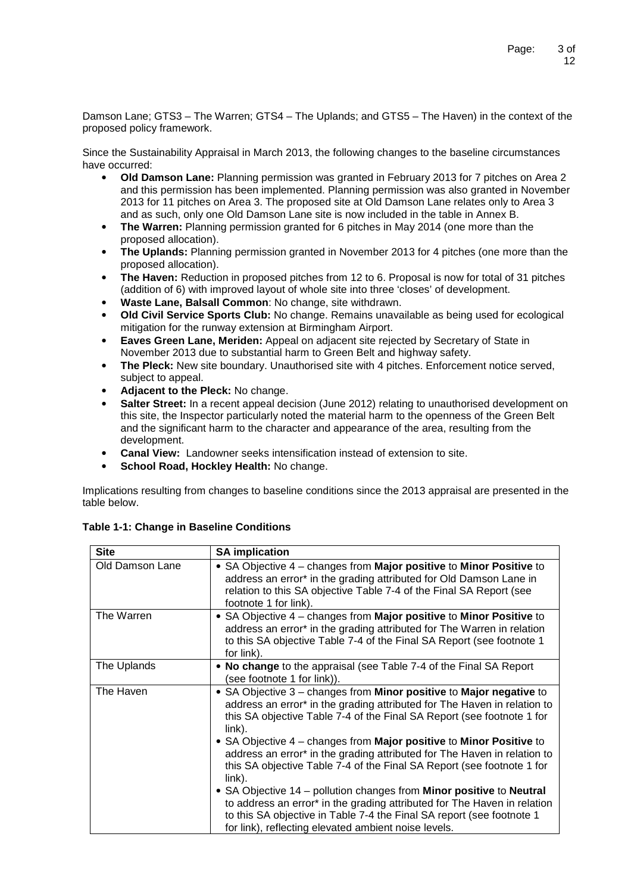Damson Lane; GTS3 – The Warren; GTS4 – The Uplands; and GTS5 – The Haven) in the context of the proposed policy framework.

Since the Sustainability Appraisal in March 2013, the following changes to the baseline circumstances have occurred:

- **Old Damson Lane:** Planning permission was granted in February 2013 for 7 pitches on Area 2 and this permission has been implemented. Planning permission was also granted in November 2013 for 11 pitches on Area 3. The proposed site at Old Damson Lane relates only to Area 3 and as such, only one Old Damson Lane site is now included in the table in Annex B.
- **The Warren:** Planning permission granted for 6 pitches in May 2014 (one more than the proposed allocation).
- **The Uplands:** Planning permission granted in November 2013 for 4 pitches (one more than the proposed allocation).
- **The Haven:** Reduction in proposed pitches from 12 to 6. Proposal is now for total of 31 pitches (addition of 6) with improved layout of whole site into three 'closes' of development.
- **Waste Lane, Balsall Common**: No change, site withdrawn.
- **Old Civil Service Sports Club:** No change. Remains unavailable as being used for ecological mitigation for the runway extension at Birmingham Airport.
- **Eaves Green Lane, Meriden:** Appeal on adjacent site rejected by Secretary of State in November 2013 due to substantial harm to Green Belt and highway safety.
- **The Pleck:** New site boundary. Unauthorised site with 4 pitches. Enforcement notice served, subject to appeal.
- **Adjacent to the Pleck:** No change.
- **Salter Street:** In a recent appeal decision (June 2012) relating to unauthorised development on this site, the Inspector particularly noted the material harm to the openness of the Green Belt and the significant harm to the character and appearance of the area, resulting from the development.
- **Canal View:** Landowner seeks intensification instead of extension to site.
- **School Road, Hockley Health:** No change.

Implications resulting from changes to baseline conditions since the 2013 appraisal are presented in the table below.

**Table 1-1: Change in Baseline Conditions**

| Site | SA implication |
|---|---|
| Old Damson Lane | • SA Objective 4 – changes from **Major positive** to **Minor Positive** to address an error* in the grading attributed for Old Damson Lane in relation to this SA objective Table 7-4 of the Final SA Report (see footnote 1 for link). |
| The Warren | • SA Objective 4 – changes from **Major positive** to **Minor Positive** to address an error* in the grading attributed for The Warren in relation to this SA objective Table 7-4 of the Final SA Report (see footnote 1 for link). |
| The Uplands | • **No change** to the appraisal (see Table 7-4 of the Final SA Report (see footnote 1 for link)). |
| The Haven | • SA Objective 3 – changes from **Minor positive** to **Major negative** to address an error* in the grading attributed for The Haven in relation to this SA objective Table 7-4 of the Final SA Report (see footnote 1 for link).<br>• SA Objective 4 – changes from **Major positive** to **Minor Positive** to address an error* in the grading attributed for The Haven in relation to this SA objective Table 7-4 of the Final SA Report (see footnote 1 for link).<br>• SA Objective 14 – pollution changes from **Minor positive** to **Neutral** to address an error* in the grading attributed for The Haven in relation to this SA objective in Table 7-4 the Final SA report (see footnote 1 for link), reflecting elevated ambient noise levels. |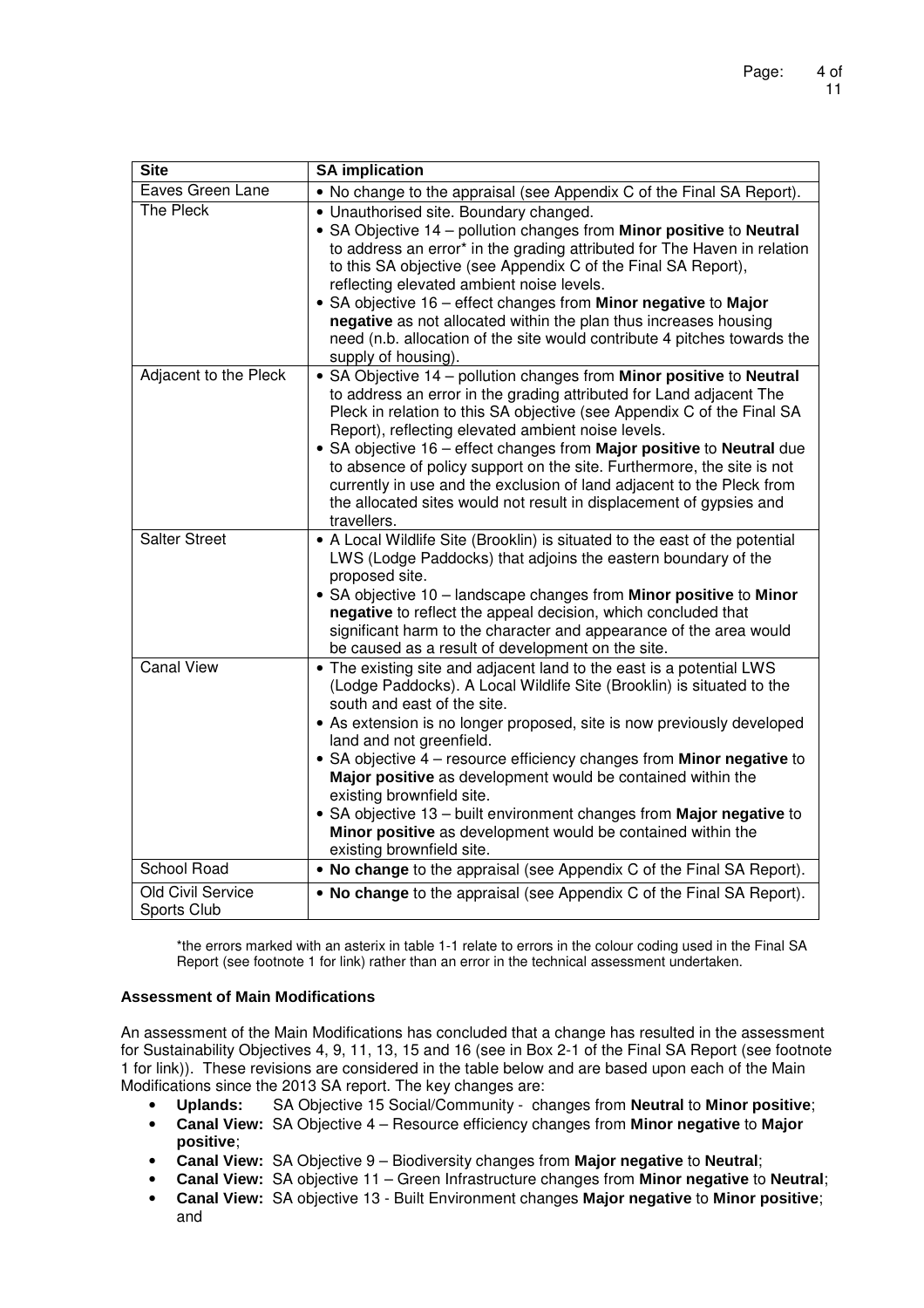| Site | SA implication |
|---|---|
| Eaves Green Lane | • No change to the appraisal (see Appendix C of the Final SA Report). |
| The Pleck | • Unauthorised site. Boundary changed.<br>• SA Objective 14 – pollution changes from **Minor positive** to **Neutral** to address an error* in the grading attributed for The Haven in relation to this SA objective (see Appendix C of the Final SA Report), reflecting elevated ambient noise levels.<br>• SA objective 16 – effect changes from **Minor negative** to **Major negative** as not allocated within the plan thus increases housing need (n.b. allocation of the site would contribute 4 pitches towards the supply of housing). |
| Adjacent to the Pleck | • SA Objective 14 – pollution changes from **Minor positive** to **Neutral** to address an error in the grading attributed for Land adjacent The Pleck in relation to this SA objective (see Appendix C of the Final SA Report), reflecting elevated ambient noise levels.<br>• SA objective 16 – effect changes from **Major positive** to **Neutral** due to absence of policy support on the site. Furthermore, the site is not currently in use and the exclusion of land adjacent to the Pleck from the allocated sites would not result in displacement of gypsies and travellers. |
| Salter Street | • A Local Wildlife Site (Brooklin) is situated to the east of the potential LWS (Lodge Paddocks) that adjoins the eastern boundary of the proposed site.<br>• SA objective 10 – landscape changes from **Minor positive** to **Minor negative** to reflect the appeal decision, which concluded that significant harm to the character and appearance of the area would be caused as a result of development on the site. |
| Canal View | • The existing site and adjacent land to the east is a potential LWS (Lodge Paddocks). A Local Wildlife Site (Brooklin) is situated to the south and east of the site.<br>• As extension is no longer proposed, site is now previously developed land and not greenfield.<br>• SA objective 4 – resource efficiency changes from **Minor negative** to **Major positive** as development would be contained within the existing brownfield site.<br>• SA objective 13 – built environment changes from **Major negative** to **Minor positive** as development would be contained within the existing brownfield site. |
| School Road | • **No change** to the appraisal (see Appendix C of the Final SA Report). |
| Old Civil Service Sports Club | • **No change** to the appraisal (see Appendix C of the Final SA Report). |

*the errors marked with an asterix in table 1-1 relate to errors in the colour coding used in the Final SA Report (see footnote 1 for link) rather than an error in the technical assessment undertaken.

**Assessment of Main Modifications**

An assessment of the Main Modifications has concluded that a change has resulted in the assessment for Sustainability Objectives 4, 9, 11, 13, 15 and 16 (see in Box 2-1 of the Final SA Report (see footnote 1 for link)). These revisions are considered in the table below and are based upon each of the Main Modifications since the 2013 SA report. The key changes are:

- **Uplands:** SA Objective 15 Social/Community - changes from **Neutral** to **Minor positive**;
- **Canal View:** SA Objective 4 – Resource efficiency changes from **Minor negative** to **Major positive**;
- **Canal View:** SA Objective 9 – Biodiversity changes from **Major negative** to **Neutral**;
- **Canal View:** SA objective 11 – Green Infrastructure changes from **Minor negative** to **Neutral**;
- **Canal View:** SA objective 13 - Built Environment changes **Major negative** to **Minor positive**; and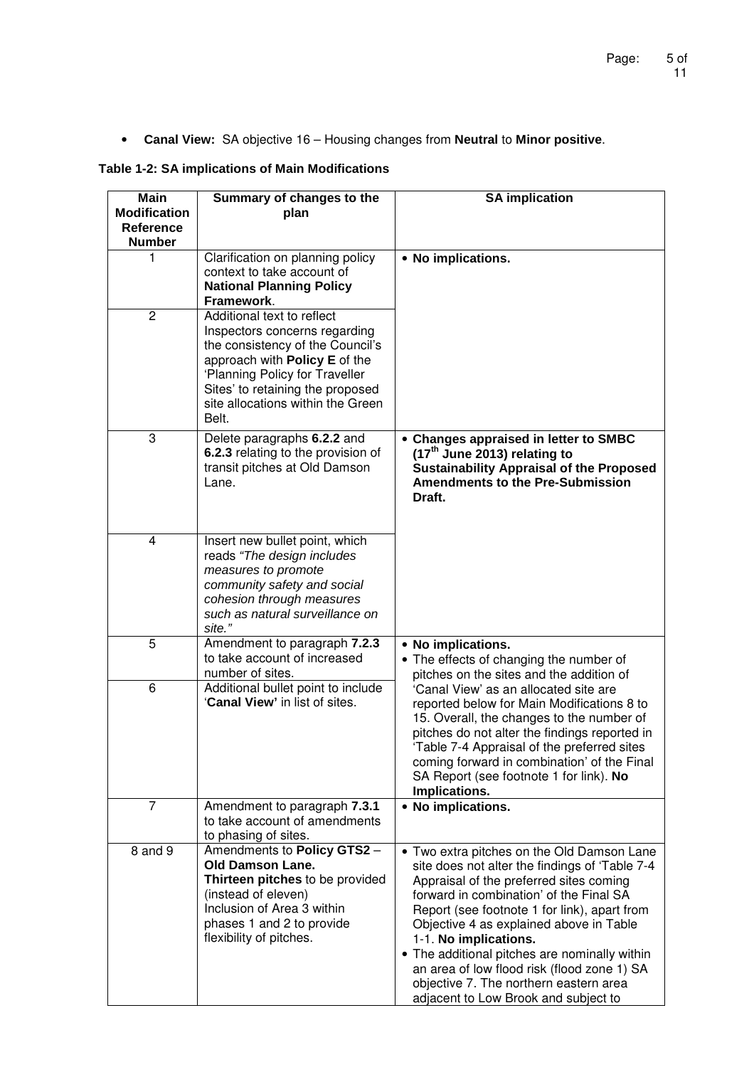- **Canal View:** SA objective 16 – Housing changes from **Neutral** to **Minor positive**.

**Table 1-2: SA implications of Main Modifications**

| Main Modification Reference Number | Summary of changes to the plan | SA implication |
|---|---|---|
| 1 | Clarification on planning policy context to take account of **National Planning Policy Framework**. | • **No implications.** |
| 2 | Additional text to reflect Inspectors concerns regarding the consistency of the Council's approach with **Policy E** of the 'Planning Policy for Traveller Sites' to retaining the proposed site allocations within the Green Belt. | |
| 3 | Delete paragraphs **6.2.2** and **6.2.3** relating to the provision of transit pitches at Old Damson Lane. | • **Changes appraised in letter to SMBC (17th June 2013) relating to Sustainability Appraisal of the Proposed Amendments to the Pre-Submission Draft.** |
| 4 | Insert new bullet point, which reads *"The design includes measures to promote community safety and social cohesion through measures such as natural surveillance on site."* | |
| 5 | Amendment to paragraph **7.2.3** to take account of increased number of sites. | • **No implications.**<br>• The effects of changing the number of pitches on the sites and the addition of 'Canal View' as an allocated site are reported below for Main Modifications 8 to 15. Overall, the changes to the number of pitches do not alter the findings reported in 'Table 7-4 Appraisal of the preferred sites coming forward in combination' of the Final SA Report (see footnote 1 for link). **No Implications.** |
| 6 | Additional bullet point to include '**Canal View'** in list of sites. | |
| 7 | Amendment to paragraph **7.3.1** to take account of amendments to phasing of sites. | • **No implications.** |
| 8 and 9 | Amendments to **Policy GTS2 – Old Damson Lane.**<br>**Thirteen pitches** to be provided (instead of eleven)<br>Inclusion of Area 3 within phases 1 and 2 to provide flexibility of pitches. | • Two extra pitches on the Old Damson Lane site does not alter the findings of 'Table 7-4 Appraisal of the preferred sites coming forward in combination' of the Final SA Report (see footnote 1 for link), apart from Objective 4 as explained above in Table 1-1. **No implications.**<br>• The additional pitches are nominally within an area of low flood risk (flood zone 1) SA objective 7. The northern eastern area adjacent to Low Brook and subject to |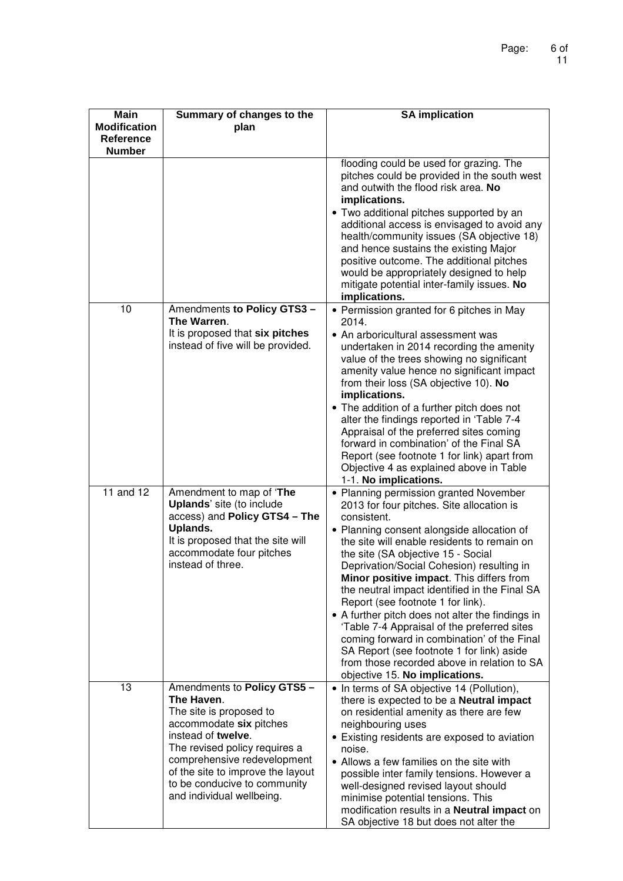| Main Modification Reference Number | Summary of changes to the plan | SA implication |
|---|---|---|
| | | flooding could be used for grazing. The pitches could be provided in the south west and outwith the flood risk area. **No implications.**<br>• Two additional pitches supported by an additional access is envisaged to avoid any health/community issues (SA objective 18) and hence sustains the existing Major positive outcome. The additional pitches would be appropriately designed to help mitigate potential inter-family issues. **No implications.** |
| 10 | Amendments **to Policy GTS3 – The Warren**.<br>It is proposed that **six pitches** instead of five will be provided. | • Permission granted for 6 pitches in May 2014.<br>• An arboricultural assessment was undertaken in 2014 recording the amenity value of the trees showing no significant amenity value hence no significant impact from their loss (SA objective 10). **No implications.**<br>• The addition of a further pitch does not alter the findings reported in 'Table 7-4 Appraisal of the preferred sites coming forward in combination' of the Final SA Report (see footnote 1 for link) apart from Objective 4 as explained above in Table 1-1. **No implications.** |
| 11 and 12 | Amendment to map of '**The Uplands**' site (to include access) and **Policy GTS4 – The Uplands.**<br>It is proposed that the site will accommodate four pitches instead of three. | • Planning permission granted November 2013 for four pitches. Site allocation is consistent.<br>• Planning consent alongside allocation of the site will enable residents to remain on the site (SA objective 15 - Social Deprivation/Social Cohesion) resulting in **Minor positive impact**. This differs from the neutral impact identified in the Final SA Report (see footnote 1 for link).<br>• A further pitch does not alter the findings in 'Table 7-4 Appraisal of the preferred sites coming forward in combination' of the Final SA Report (see footnote 1 for link) aside from those recorded above in relation to SA objective 15. **No implications.** |
| 13 | Amendments to **Policy GTS5 – The Haven**.<br>The site is proposed to accommodate **six** pitches instead of **twelve**.<br>The revised policy requires a comprehensive redevelopment of the site to improve the layout to be conducive to community and individual wellbeing. | • In terms of SA objective 14 (Pollution), there is expected to be a **Neutral impact** on residential amenity as there are few neighbouring uses<br>• Existing residents are exposed to aviation noise.<br>• Allows a few families on the site with possible inter family tensions. However a well-designed revised layout should minimise potential tensions. This modification results in a **Neutral impact** on SA objective 18 but does not alter the |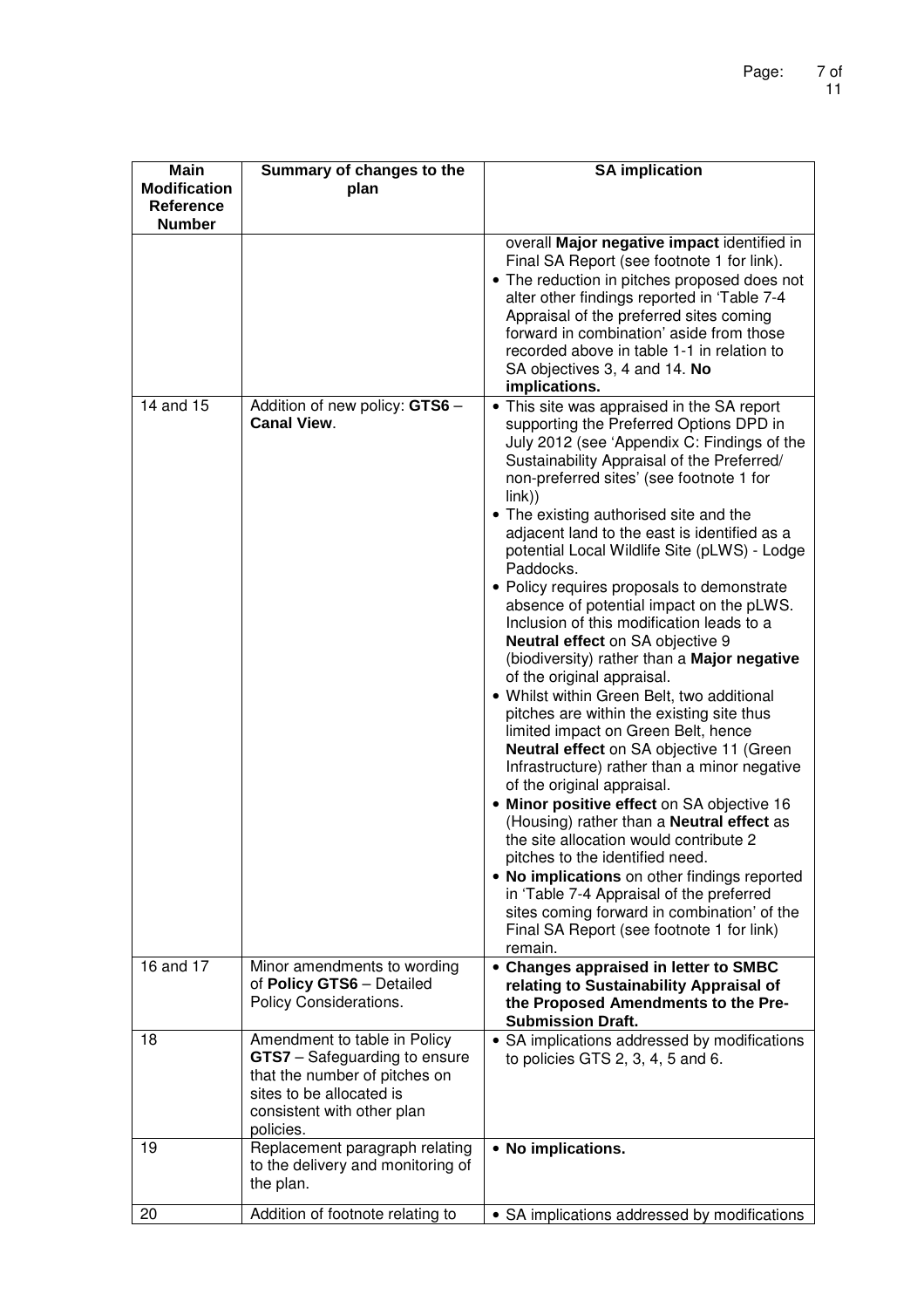| Main Modification Reference Number | Summary of changes to the plan | SA implication |
|---|---|---|
| | | overall **Major negative impact** identified in Final SA Report (see footnote 1 for link).<br>• The reduction in pitches proposed does not alter other findings reported in 'Table 7-4 Appraisal of the preferred sites coming forward in combination' aside from those recorded above in table 1-1 in relation to SA objectives 3, 4 and 14. **No implications.** |
| 14 and 15 | Addition of new policy: **GTS6** – **Canal View**. | • This site was appraised in the SA report supporting the Preferred Options DPD in July 2012 (see 'Appendix C: Findings of the Sustainability Appraisal of the Preferred/ non-preferred sites' (see footnote 1 for link))<br>• The existing authorised site and the adjacent land to the east is identified as a potential Local Wildlife Site (pLWS) - Lodge Paddocks.<br>• Policy requires proposals to demonstrate absence of potential impact on the pLWS. Inclusion of this modification leads to a **Neutral effect** on SA objective 9 (biodiversity) rather than a **Major negative** of the original appraisal.<br>• Whilst within Green Belt, two additional pitches are within the existing site thus limited impact on Green Belt, hence **Neutral effect** on SA objective 11 (Green Infrastructure) rather than a minor negative of the original appraisal.<br>• **Minor positive effect** on SA objective 16 (Housing) rather than a **Neutral effect** as the site allocation would contribute 2 pitches to the identified need.<br>• **No implications** on other findings reported in 'Table 7-4 Appraisal of the preferred sites coming forward in combination' of the Final SA Report (see footnote 1 for link) remain. |
| 16 and 17 | Minor amendments to wording of **Policy GTS6** – Detailed Policy Considerations. | • **Changes appraised in letter to SMBC relating to Sustainability Appraisal of the Proposed Amendments to the Pre-Submission Draft.** |
| 18 | Amendment to table in Policy **GTS7** – Safeguarding to ensure that the number of pitches on sites to be allocated is consistent with other plan policies. | • SA implications addressed by modifications to policies GTS 2, 3, 4, 5 and 6. |
| 19 | Replacement paragraph relating to the delivery and monitoring of the plan. | • **No implications.** |
| 20 | Addition of footnote relating to | • SA implications addressed by modifications |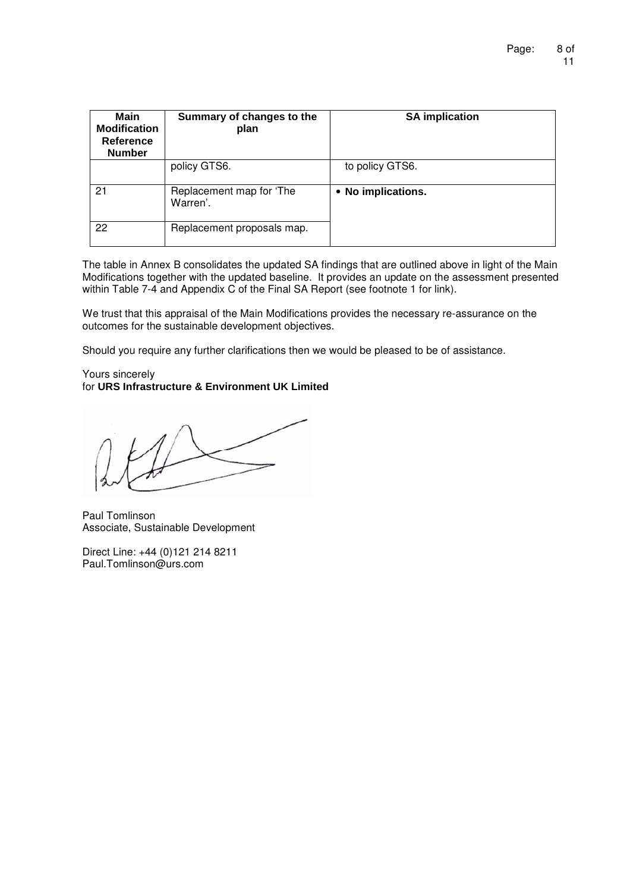| Main Modification Reference Number | Summary of changes to the plan | SA implication |
|---|---|---|
| | policy GTS6. | to policy GTS6. |
| 21 | Replacement map for 'The Warren'. | • **No implications.** |
| 22 | Replacement proposals map. | |

The table in Annex B consolidates the updated SA findings that are outlined above in light of the Main Modifications together with the updated baseline. It provides an update on the assessment presented within Table 7-4 and Appendix C of the Final SA Report (see footnote 1 for link).

We trust that this appraisal of the Main Modifications provides the necessary re-assurance on the outcomes for the sustainable development objectives.

Should you require any further clarifications then we would be pleased to be of assistance.

Yours sincerely
for **URS Infrastructure & Environment UK Limited**

Paul Tomlinson
Associate, Sustainable Development

Direct Line: +44 (0)121 214 8211
Paul.Tomlinson@urs.com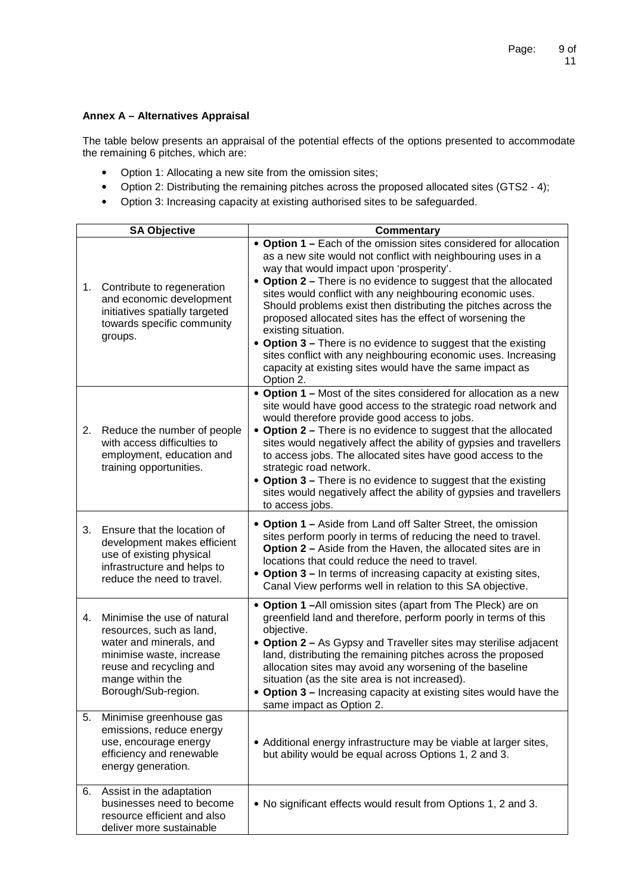**Annex A – Alternatives Appraisal**

The table below presents an appraisal of the potential effects of the options presented to accommodate the remaining 6 pitches, which are:

- Option 1: Allocating a new site from the omission sites;
- Option 2: Distributing the remaining pitches across the proposed allocated sites (GTS2 - 4);
- Option 3: Increasing capacity at existing authorised sites to be safeguarded.

| SA Objective | Commentary |
|---|---|
| 1. Contribute to regeneration and economic development initiatives spatially targeted towards specific community groups. | • **Option 1 –** Each of the omission sites considered for allocation as a new site would not conflict with neighbouring uses in a way that would impact upon 'prosperity'.<br>• **Option 2 –** There is no evidence to suggest that the allocated sites would conflict with any neighbouring economic uses. Should problems exist then distributing the pitches across the proposed allocated sites has the effect of worsening the existing situation.<br>• **Option 3 –** There is no evidence to suggest that the existing sites conflict with any neighbouring economic uses. Increasing capacity at existing sites would have the same impact as Option 2. |
| 2. Reduce the number of people with access difficulties to employment, education and training opportunities. | • **Option 1 –** Most of the sites considered for allocation as a new site would have good access to the strategic road network and would therefore provide good access to jobs.<br>• **Option 2 –** There is no evidence to suggest that the allocated sites would negatively affect the ability of gypsies and travellers to access jobs. The allocated sites have good access to the strategic road network.<br>• **Option 3 –** There is no evidence to suggest that the existing sites would negatively affect the ability of gypsies and travellers to access jobs. |
| 3. Ensure that the location of development makes efficient use of existing physical infrastructure and helps to reduce the need to travel. | • **Option 1 –** Aside from Land off Salter Street, the omission sites perform poorly in terms of reducing the need to travel. **Option 2 –** Aside from the Haven, the allocated sites are in locations that could reduce the need to travel.<br>• **Option 3 –** In terms of increasing capacity at existing sites, Canal View performs well in relation to this SA objective. |
| 4. Minimise the use of natural resources, such as land, water and minerals, and minimise waste, increase reuse and recycling and mange within the Borough/Sub-region. | • **Option 1 –**All omission sites (apart from The Pleck) are on greenfield land and therefore, perform poorly in terms of this objective.<br>• **Option 2 –** As Gypsy and Traveller sites may sterilise adjacent land, distributing the remaining pitches across the proposed allocation sites may avoid any worsening of the baseline situation (as the site area is not increased).<br>• **Option 3 –** Increasing capacity at existing sites would have the same impact as Option 2. |
| 5. Minimise greenhouse gas emissions, reduce energy use, encourage energy efficiency and renewable energy generation. | • Additional energy infrastructure may be viable at larger sites, but ability would be equal across Options 1, 2 and 3. |
| 6. Assist in the adaptation businesses need to become resource efficient and also deliver more sustainable | • No significant effects would result from Options 1, 2 and 3. |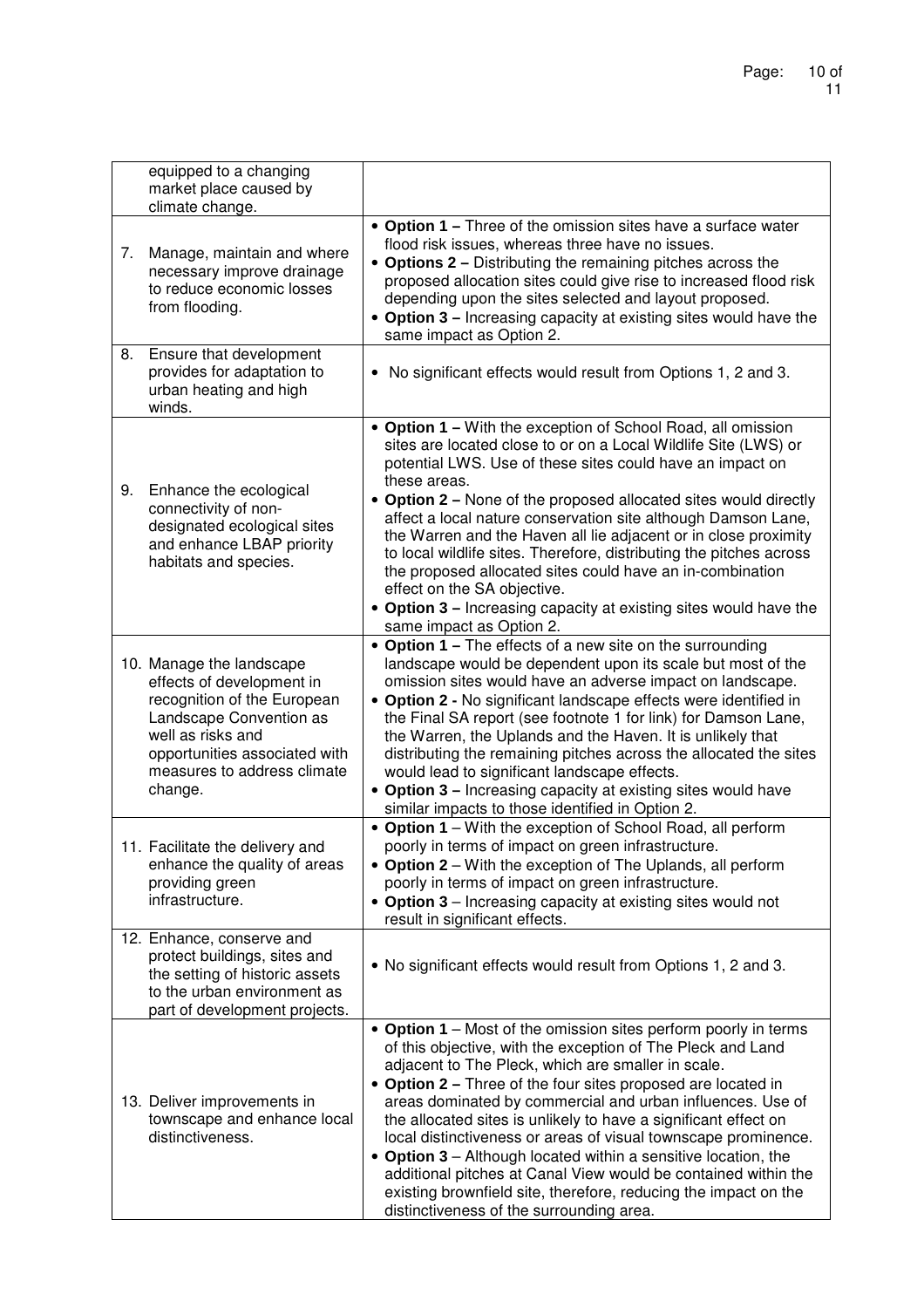| | |
|---|---|
| equipped to a changing market place caused by climate change. | |
| 7. Manage, maintain and where necessary improve drainage to reduce economic losses from flooding. | • **Option 1 –** Three of the omission sites have a surface water flood risk issues, whereas three have no issues.<br>• **Options 2 –** Distributing the remaining pitches across the proposed allocation sites could give rise to increased flood risk depending upon the sites selected and layout proposed.<br>• **Option 3 –** Increasing capacity at existing sites would have the same impact as Option 2. |
| 8. Ensure that development provides for adaptation to urban heating and high winds. | • No significant effects would result from Options 1, 2 and 3. |
| 9. Enhance the ecological connectivity of non-designated ecological sites and enhance LBAP priority habitats and species. | • **Option 1 –** With the exception of School Road, all omission sites are located close to or on a Local Wildlife Site (LWS) or potential LWS. Use of these sites could have an impact on these areas.<br>• **Option 2 –** None of the proposed allocated sites would directly affect a local nature conservation site although Damson Lane, the Warren and the Haven all lie adjacent or in close proximity to local wildlife sites. Therefore, distributing the pitches across the proposed allocated sites could have an in-combination effect on the SA objective.<br>• **Option 3 –** Increasing capacity at existing sites would have the same impact as Option 2. |
| 10. Manage the landscape effects of development in recognition of the European Landscape Convention as well as risks and opportunities associated with measures to address climate change. | • **Option 1 –** The effects of a new site on the surrounding landscape would be dependent upon its scale but most of the omission sites would have an adverse impact on landscape.<br>• **Option 2 -** No significant landscape effects were identified in the Final SA report (see footnote 1 for link) for Damson Lane, the Warren, the Uplands and the Haven. It is unlikely that distributing the remaining pitches across the allocated the sites would lead to significant landscape effects.<br>• **Option 3 –** Increasing capacity at existing sites would have similar impacts to those identified in Option 2. |
| 11. Facilitate the delivery and enhance the quality of areas providing green infrastructure. | • **Option 1** – With the exception of School Road, all perform poorly in terms of impact on green infrastructure.<br>• **Option 2** – With the exception of The Uplands, all perform poorly in terms of impact on green infrastructure.<br>• **Option 3** – Increasing capacity at existing sites would not result in significant effects. |
| 12. Enhance, conserve and protect buildings, sites and the setting of historic assets to the urban environment as part of development projects. | • No significant effects would result from Options 1, 2 and 3. |
| 13. Deliver improvements in townscape and enhance local distinctiveness. | • **Option 1** – Most of the omission sites perform poorly in terms of this objective, with the exception of The Pleck and Land adjacent to The Pleck, which are smaller in scale.<br>• **Option 2 –** Three of the four sites proposed are located in areas dominated by commercial and urban influences. Use of the allocated sites is unlikely to have a significant effect on local distinctiveness or areas of visual townscape prominence.<br>• **Option 3** – Although located within a sensitive location, the additional pitches at Canal View would be contained within the existing brownfield site, therefore, reducing the impact on the distinctiveness of the surrounding area. |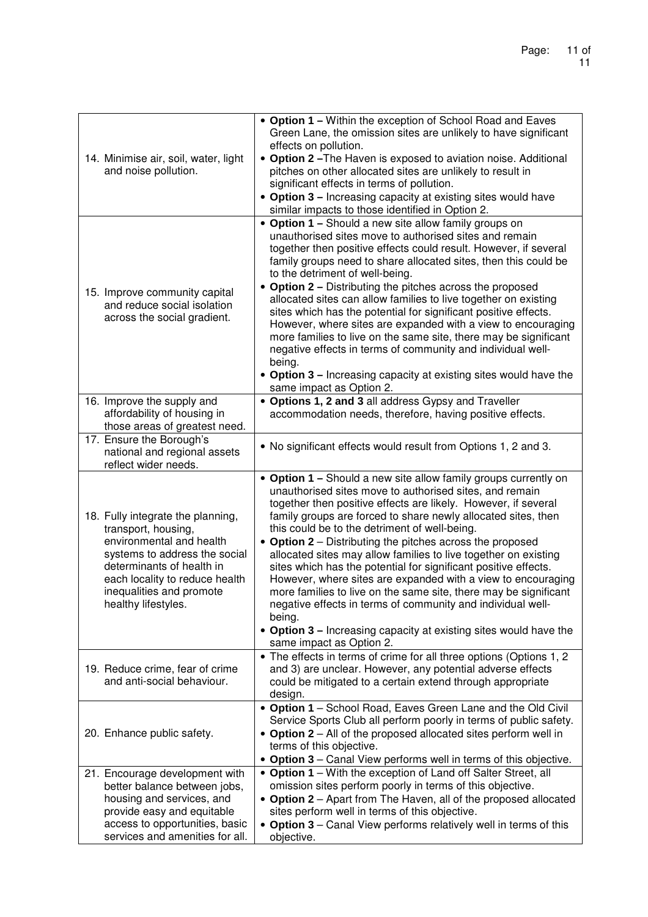| | |
|---|---|
| 14. Minimise air, soil, water, light and noise pollution. | • **Option 1 –** Within the exception of School Road and Eaves Green Lane, the omission sites are unlikely to have significant effects on pollution.<br>• **Option 2 –**The Haven is exposed to aviation noise. Additional pitches on other allocated sites are unlikely to result in significant effects in terms of pollution.<br>• **Option 3 –** Increasing capacity at existing sites would have similar impacts to those identified in Option 2. |
| 15. Improve community capital and reduce social isolation across the social gradient. | • **Option 1 –** Should a new site allow family groups on unauthorised sites move to authorised sites and remain together then positive effects could result. However, if several family groups need to share allocated sites, then this could be to the detriment of well-being.<br>• **Option 2 –** Distributing the pitches across the proposed allocated sites can allow families to live together on existing sites which has the potential for significant positive effects. However, where sites are expanded with a view to encouraging more families to live on the same site, there may be significant negative effects in terms of community and individual well-being.<br>• **Option 3 –** Increasing capacity at existing sites would have the same impact as Option 2. |
| 16. Improve the supply and affordability of housing in those areas of greatest need. | • **Options 1, 2 and 3** all address Gypsy and Traveller accommodation needs, therefore, having positive effects. |
| 17. Ensure the Borough's national and regional assets reflect wider needs. | • No significant effects would result from Options 1, 2 and 3. |
| 18. Fully integrate the planning, transport, housing, environmental and health systems to address the social determinants of health in each locality to reduce health inequalities and promote healthy lifestyles. | • **Option 1 –** Should a new site allow family groups currently on unauthorised sites move to authorised sites, and remain together then positive effects are likely. However, if several family groups are forced to share newly allocated sites, then this could be to the detriment of well-being.<br>• **Option 2** – Distributing the pitches across the proposed allocated sites may allow families to live together on existing sites which has the potential for significant positive effects. However, where sites are expanded with a view to encouraging more families to live on the same site, there may be significant negative effects in terms of community and individual well-being.<br>• **Option 3 –** Increasing capacity at existing sites would have the same impact as Option 2. |
| 19. Reduce crime, fear of crime and anti-social behaviour. | • The effects in terms of crime for all three options (Options 1, 2 and 3) are unclear. However, any potential adverse effects could be mitigated to a certain extend through appropriate design. |
| 20. Enhance public safety. | • **Option 1** – School Road, Eaves Green Lane and the Old Civil Service Sports Club all perform poorly in terms of public safety.<br>• **Option 2** – All of the proposed allocated sites perform well in terms of this objective.<br>• **Option 3** – Canal View performs well in terms of this objective. |
| 21. Encourage development with better balance between jobs, housing and services, and provide easy and equitable access to opportunities, basic services and amenities for all. | • **Option 1** – With the exception of Land off Salter Street, all omission sites perform poorly in terms of this objective.<br>• **Option 2** – Apart from The Haven, all of the proposed allocated sites perform well in terms of this objective.<br>• **Option 3** – Canal View performs relatively well in terms of this objective. |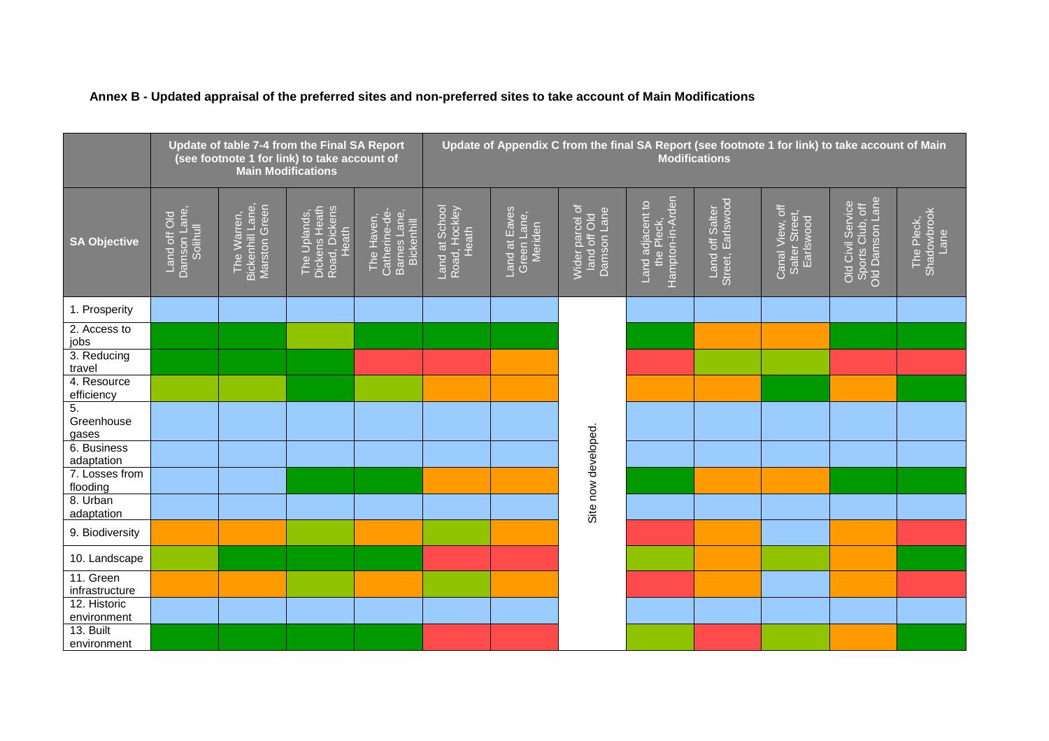**Annex B - Updated appraisal of the preferred sites and non-preferred sites to take account of Main Modifications**

| | Update of table 7-4 from the Final SA Report (see footnote 1 for link) to take account of Main Modifications | | | | Update of Appendix C from the final SA Report (see footnote 1 for link) to take account of Main Modifications | | | | | | | |
|---|---|---|---|---|---|---|---|---|---|---|---|---|
| **SA Objective** | Land off Old Damson Lane, Solihull | The Warren, Bickenhill Lane, Marston Green | The Uplands, Dickens Heath Road, Dickens Heath | The Haven, Catherine-de-Barnes Lane, Bickenhill | Land at School Road, Hockley Heath | Land at Eaves Green Lane, Meriden | Wider parcel of land off Old Damson Lane | Land adjacent to the Pleck, Hampton-in-Arden | Land off Salter Street, Earlswood | Canal View, off Salter Street, Earlswood | Old Civil Service Sports Club, off Old Damson Lane | The Pleck, Shadowbrook Lane |
| 1. Prosperity | | | | | | | Site now developed. | | | | | |
| 2. Access to jobs | | | | | | | | | | | | |
| 3. Reducing travel | | | | | | | | | | | | |
| 4. Resource efficiency | | | | | | | | | | | | |
| 5. Greenhouse gases | | | | | | | | | | | | |
| 6. Business adaptation | | | | | | | | | | | | |
| 7. Losses from flooding | | | | | | | | | | | | |
| 8. Urban adaptation | | | | | | | | | | | | |
| 9. Biodiversity | | | | | | | | | | | | |
| 10. Landscape | | | | | | | | | | | | |
| 11. Green infrastructure | | | | | | | | | | | | |
| 12. Historic environment | | | | | | | | | | | | |
| 13. Built environment | | | | | | | | | | | | |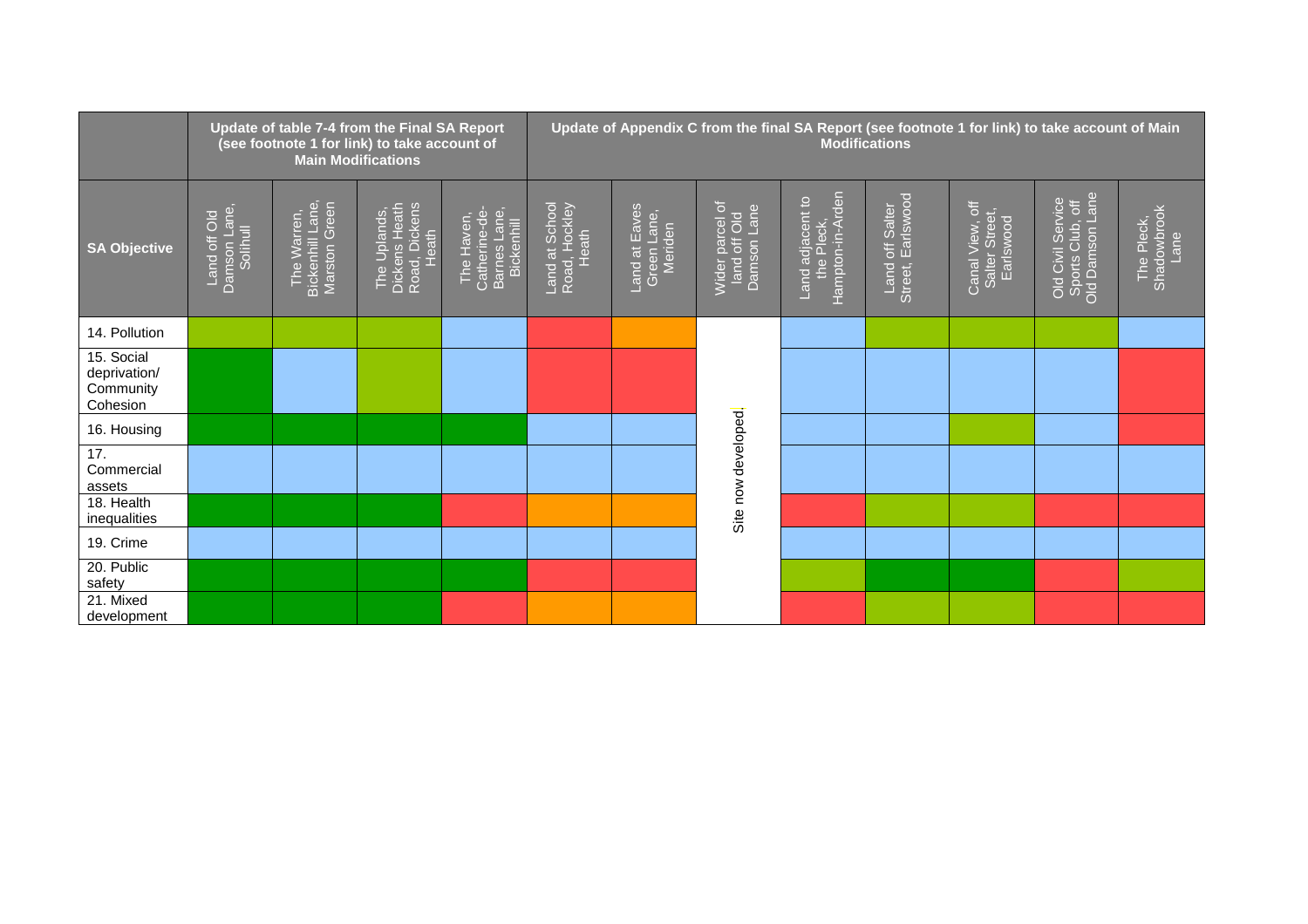| SA Objective | Update of table 7-4 from the Final SA Report (see footnote 1 for link) to take account of Main Modifications | | | | Update of Appendix C from the final SA Report (see footnote 1 for link) to take account of Main Modifications | | | | | | | |
|---|---|---|---|---|---|---|---|---|---|---|---|---|
| | Land off Old Damson Lane, Solihull | The Warren, Bickenhill Lane, Marston Green | The Uplands, Dickens Heath Road, Dickens Heath | The Haven, Catherine-de-Barnes Lane, Bickenhill | Land at School Road, Hockley Heath | Land at Eaves Green Lane, Meriden | Wider parcel of land off Old Damson Lane | Land adjacent to the Pleck, Hampton-in-Arden | Land off Salter Street, Earlswood | Canal View, off Salter Street, Earlswood | Old Civil Service Sports Club, off Old Damson Lane | The Pleck, Shadowbrook Lane |
| 14. Pollution | | | | | | | Site now developed | | | | | |
| 15. Social deprivation/ Community Cohesion | | | | | | | | | | | | |
| 16. Housing | | | | | | | | | | | | |
| 17. Commercial assets | | | | | | | | | | | | |
| 18. Health inequalities | | | | | | | | | | | | |
| 19. Crime | | | | | | | | | | | | |
| 20. Public safety | | | | | | | | | | | | |
| 21. Mixed development | | | | | | | | | | | | |